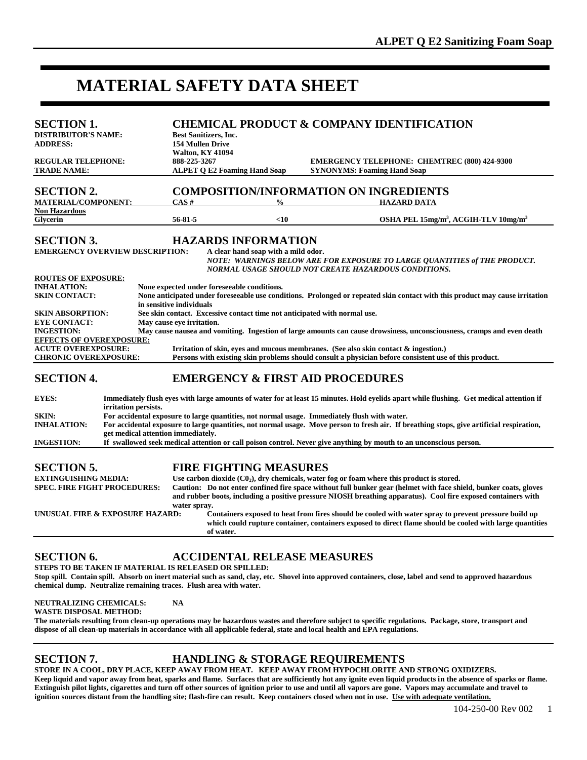# MATERIAL SAFETY DATA SHEET

## SECTION 1. CHEMICAL PRODUCT & COMPANY IDENTIFICATION

**DISTRIBUTOR'S NAME:** Best Sanitizers, Inc.
**ADDRESS:** 154 Mullen Drive
Walton, KY 41094
**REGULAR TELEPHONE:** 888-225-3267
**EMERGENCY TELEPHONE:** CHEMTREC (800) 424-9300
**TRADE NAME:** ALPET Q E2 Foaming Hand Soap
**SYNONYMS:** Foaming Hand Soap

## SECTION 2. COMPOSITION/INFORMATION ON INGREDIENTS

| MATERIAL/COMPONENT: | CAS # | % | HAZARD DATA |
|---|---|---|---|
| Non Hazardous | | | |
| Glycerin | 56-81-5 | <10 | OSHA PEL 15mg/m$^3$, ACGIH-TLV 10mg/m$^3$ |

## SECTION 3. HAZARDS INFORMATION

**EMERGENCY OVERVIEW DESCRIPTION:** A clear hand soap with a mild odor.
*NOTE: WARNINGS BELOW ARE FOR EXPOSURE TO LARGE QUANTITIES of THE PRODUCT. NORMAL USAGE SHOULD NOT CREATE HAZARDOUS CONDITIONS.*

**ROUTES OF EXPOSURE:**

**INHALATION:** None expected under foreseeable conditions.
**SKIN CONTACT:** None anticipated under foreseeable use conditions. Prolonged or repeated skin contact with this product may cause irritation in sensitive individuals
**SKIN ABSORPTION:** See skin contact. Excessive contact time not anticipated with normal use.
**EYE CONTACT:** May cause eye irritation.
**INGESTION:** May cause nausea and vomiting. Ingestion of large amounts can cause drowsiness, unconsciousness, cramps and even death

**EFFECTS OF OVEREXPOSURE:**

**ACUTE OVEREXPOSURE:** Irritation of skin, eyes and mucous membranes. (See also skin contact & ingestion.)
**CHRONIC OVEREXPOSURE:** Persons with existing skin problems should consult a physician before consistent use of this product.

## SECTION 4. EMERGENCY & FIRST AID PROCEDURES

**EYES:** Immediately flush eyes with large amounts of water for at least 15 minutes. Hold eyelids apart while flushing. Get medical attention if irritation persists.
**SKIN:** For accidental exposure to large quantities, not normal usage. Immediately flush with water.
**INHALATION:** For accidental exposure to large quantities, not normal usage. Move person to fresh air. If breathing stops, give artificial respiration, get medical attention immediately.
**INGESTION:** If swallowed seek medical attention or call poison control. Never give anything by mouth to an unconscious person.

## SECTION 5. FIRE FIGHTING MEASURES

**EXTINGUISHING MEDIA:** Use carbon dioxide ($CO_2$), dry chemicals, water fog or foam where this product is stored.
**SPEC. FIRE FIGHT PROCEDURES:** Caution: Do not enter confined fire space without full bunker gear (helmet with face shield, bunker coats, gloves and rubber boots, including a positive pressure NIOSH breathing apparatus). Cool fire exposed containers with water spray.
**UNUSUAL FIRE & EXPOSURE HAZARD:** Containers exposed to heat from fires should be cooled with water spray to prevent pressure build up which could rupture container, containers exposed to direct flame should be cooled with large quantities of water.

## SECTION 6. ACCIDENTAL RELEASE MEASURES

**STEPS TO BE TAKEN IF MATERIAL IS RELEASED OR SPILLED:**
Stop spill. Contain spill. Absorb on inert material such as sand, clay, etc. Shovel into approved containers, close, label and send to approved hazardous chemical dump. Neutralize remaining traces. Flush area with water.

**NEUTRALIZING CHEMICALS:** NA
**WASTE DISPOSAL METHOD:**
The materials resulting from clean-up operations may be hazardous wastes and therefore subject to specific regulations. Package, store, transport and dispose of all clean-up materials in accordance with all applicable federal, state and local health and EPA regulations.

## SECTION 7. HANDLING & STORAGE REQUIREMENTS

**STORE IN A COOL, DRY PLACE, KEEP AWAY FROM HEAT. KEEP AWAY FROM HYPOCHLORITE AND STRONG OXIDIZERS.**
Keep liquid and vapor away from heat, sparks and flame. Surfaces that are sufficiently hot any ignite even liquid products in the absence of sparks or flame. Extinguish pilot lights, cigarettes and turn off other sources of ignition prior to use and until all vapors are gone. Vapors may accumulate and travel to ignition sources distant from the handling site; flash-fire can result. Keep containers closed when not in use. Use with adequate ventilation.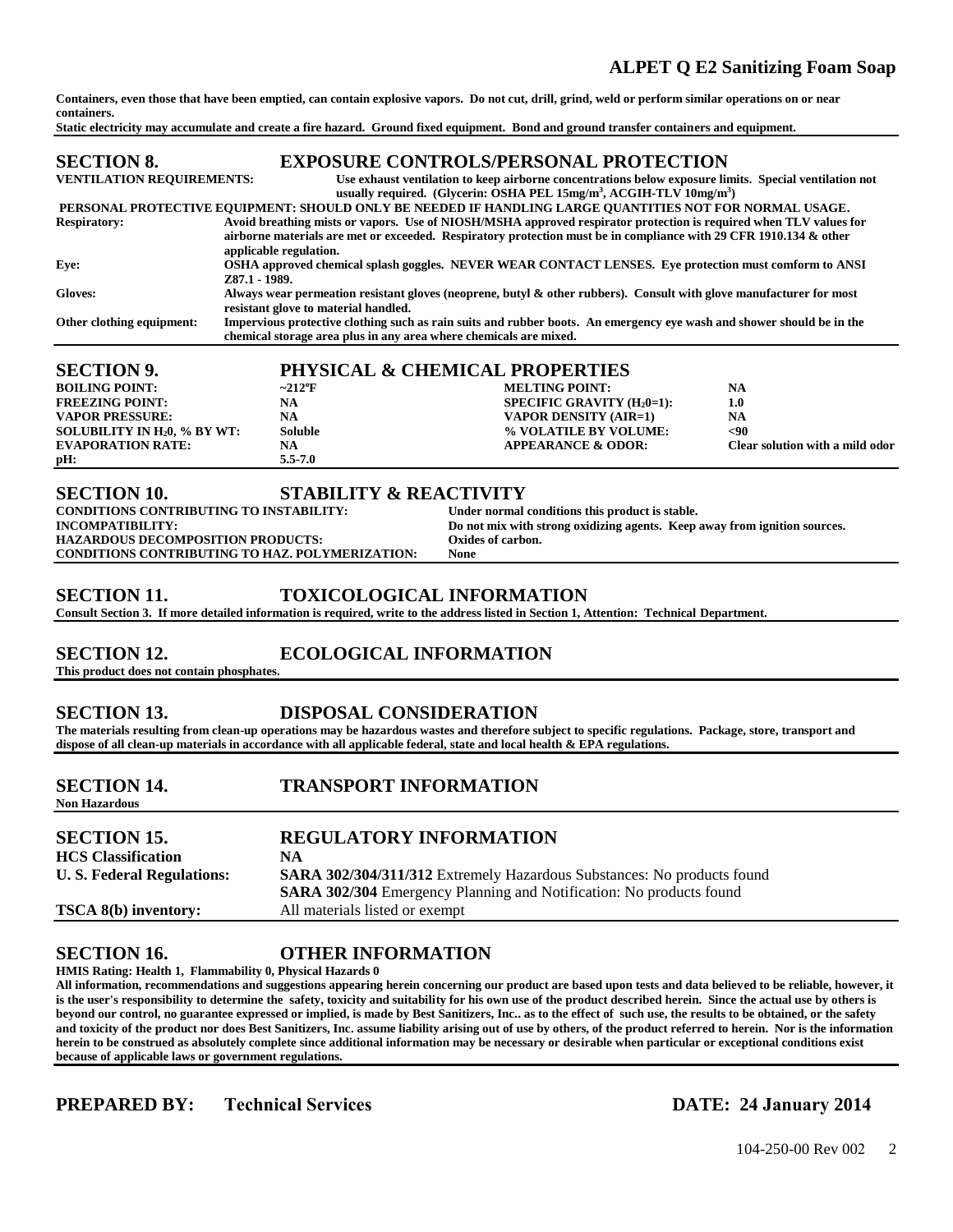**Containers, even those that have been emptied, can contain explosive vapors. Do not cut, drill, grind, weld or perform similar operations on or near containers.**
**Static electricity may accumulate and create a fire hazard. Ground fixed equipment. Bond and ground transfer containers and equipment.**

## SECTION 8. EXPOSURE CONTROLS/PERSONAL PROTECTION

**VENTILATION REQUIREMENTS:** Use exhaust ventilation to keep airborne concentrations below exposure limits. Special ventilation not usually required. (Glycerin: OSHA PEL 15mg/m$^3$, ACGIH-TLV 10mg/m$^3$)

**PERSONAL PROTECTIVE EQUIPMENT: SHOULD ONLY BE NEEDED IF HANDLING LARGE QUANTITIES NOT FOR NORMAL USAGE.**

| | |
|---|---|
| **Respiratory:** | Avoid breathing mists or vapors. Use of NIOSH/MSHA approved respirator protection is required when TLV values for airborne materials are met or exceeded. Respiratory protection must be in compliance with 29 CFR 1910.134 & other applicable regulation. |
| **Eye:** | OSHA approved chemical splash goggles. NEVER WEAR CONTACT LENSES. Eye protection must comform to ANSI Z87.1 - 1989. |
| **Gloves:** | Always wear permeation resistant gloves (neoprene, butyl & other rubbers). Consult with glove manufacturer for most resistant glove to material handled. |
| **Other clothing equipment:** | Impervious protective clothing such as rain suits and rubber boots. An emergency eye wash and shower should be in the chemical storage area plus in any area where chemicals are mixed. |

## SECTION 9. PHYSICAL & CHEMICAL PROPERTIES

| | | | |
|---|---|---|---|
| **BOILING POINT:** | ~212ºF | **MELTING POINT:** | NA |
| **FREEZING POINT:** | NA | **SPECIFIC GRAVITY ($H_2$0=1):** | 1.0 |
| **VAPOR PRESSURE:** | NA | **VAPOR DENSITY (AIR=1)** | NA |
| **SOLUBILITY IN $H_2$0, % BY WT:** | Soluble | **% VOLATILE BY VOLUME:** | <90 |
| **EVAPORATION RATE:** | NA | **APPEARANCE & ODOR:** | Clear solution with a mild odor |
| **pH:** | 5.5-7.0 | | |

## SECTION 10. STABILITY & REACTIVITY

| | |
|---|---|
| **CONDITIONS CONTRIBUTING TO INSTABILITY:** | Under normal conditions this product is stable. |
| **INCOMPATIBILITY:** | Do not mix with strong oxidizing agents. Keep away from ignition sources. |
| **HAZARDOUS DECOMPOSITION PRODUCTS:** | Oxides of carbon. |
| **CONDITIONS CONTRIBUTING TO HAZ. POLYMERIZATION:** | None |

## SECTION 11. TOXICOLOGICAL INFORMATION

**Consult Section 3. If more detailed information is required, write to the address listed in Section 1, Attention: Technical Department.**

## SECTION 12. ECOLOGICAL INFORMATION

**This product does not contain phosphates.**

## SECTION 13. DISPOSAL CONSIDERATION

**The materials resulting from clean-up operations may be hazardous wastes and therefore subject to specific regulations. Package, store, transport and dispose of all clean-up materials in accordance with all applicable federal, state and local health & EPA regulations.**

## SECTION 14. TRANSPORT INFORMATION

**Non Hazardous**

## SECTION 15. REGULATORY INFORMATION

| | |
|---|---|
| **HCS Classification** | NA |
| **U. S. Federal Regulations:** | **SARA 302/304/311/312** Extremely Hazardous Substances: No products found |
| | **SARA 302/304** Emergency Planning and Notification: No products found |
| **TSCA 8(b) inventory:** | All materials listed or exempt |

## SECTION 16. OTHER INFORMATION

**HMIS Rating: Health 1, Flammability 0, Physical Hazards 0**

**All information, recommendations and suggestions appearing herein concerning our product are based upon tests and data believed to be reliable, however, it is the user's responsibility to determine the safety, toxicity and suitability for his own use of the product described herein. Since the actual use by others is beyond our control, no guarantee expressed or implied, is made by Best Sanitizers, Inc.. as to the effect of such use, the results to be obtained, or the safety and toxicity of the product nor does Best Sanitizers, Inc. assume liability arising out of use by others, of the product referred to herein. Nor is the information herein to be construed as absolutely complete since additional information may be necessary or desirable when particular or exceptional conditions exist because of applicable laws or government regulations.**

**PREPARED BY: Technical Services** **DATE: 24 January 2014**

104-250-00 Rev 002